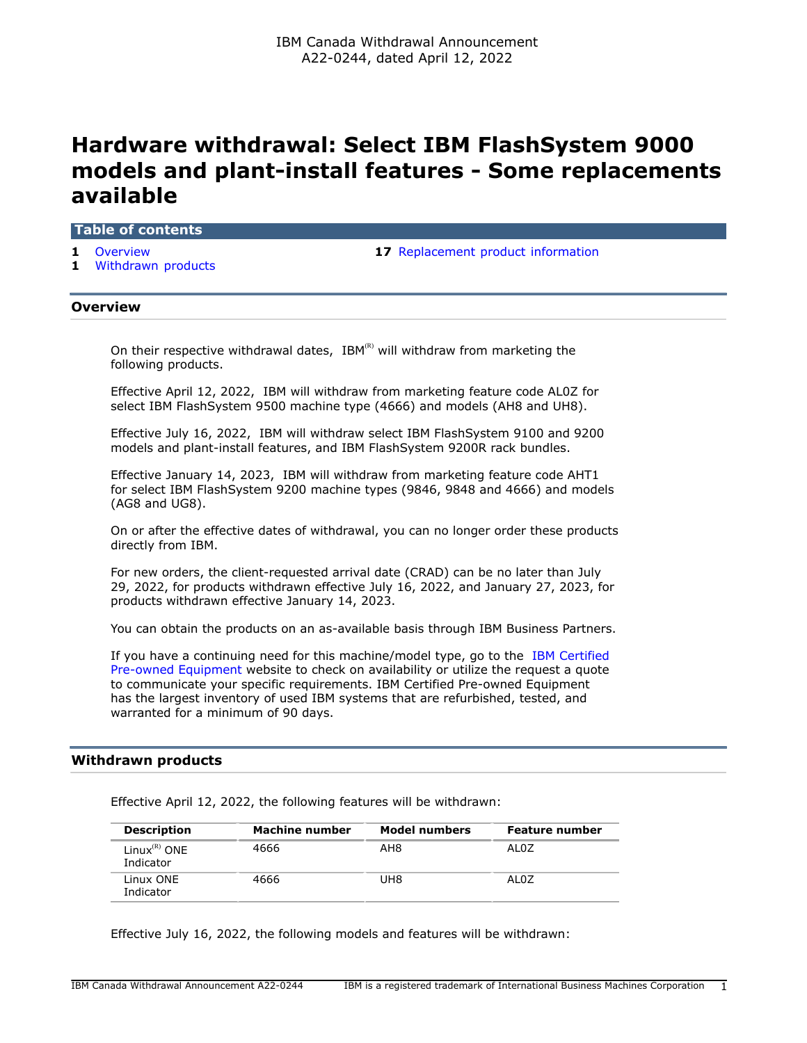IBM Canada Withdrawal Announcement
A22-0244, dated April 12, 2022

# Hardware withdrawal: Select IBM FlashSystem 9000 models and plant-install features - Some replacements available

## Table of contents

- **1** Overview
- **1** Withdrawn products
- **17** Replacement product information

## Overview

On their respective withdrawal dates, IBM[(R)] will withdraw from marketing the following products.

Effective April 12, 2022, IBM will withdraw from marketing feature code AL0Z for select IBM FlashSystem 9500 machine type (4666) and models (AH8 and UH8).

Effective July 16, 2022, IBM will withdraw select IBM FlashSystem 9100 and 9200 models and plant-install features, and IBM FlashSystem 9200R rack bundles.

Effective January 14, 2023, IBM will withdraw from marketing feature code AHT1 for select IBM FlashSystem 9200 machine types (9846, 9848 and 4666) and models (AG8 and UG8).

On or after the effective dates of withdrawal, you can no longer order these products directly from IBM.

For new orders, the client-requested arrival date (CRAD) can be no later than July 29, 2022, for products withdrawn effective July 16, 2022, and January 27, 2023, for products withdrawn effective January 14, 2023.

You can obtain the products on an as-available basis through IBM Business Partners.

If you have a continuing need for this machine/model type, go to the IBM Certified Pre-owned Equipment website to check on availability or utilize the request a quote to communicate your specific requirements. IBM Certified Pre-owned Equipment has the largest inventory of used IBM systems that are refurbished, tested, and warranted for a minimum of 90 days.

## Withdrawn products

Effective April 12, 2022, the following features will be withdrawn:

| Description | Machine number | Model numbers | Feature number |
|---|---|---|---|
| Linux[(R)] ONE Indicator | 4666 | AH8 | AL0Z |
| Linux ONE Indicator | 4666 | UH8 | AL0Z |

Effective July 16, 2022, the following models and features will be withdrawn: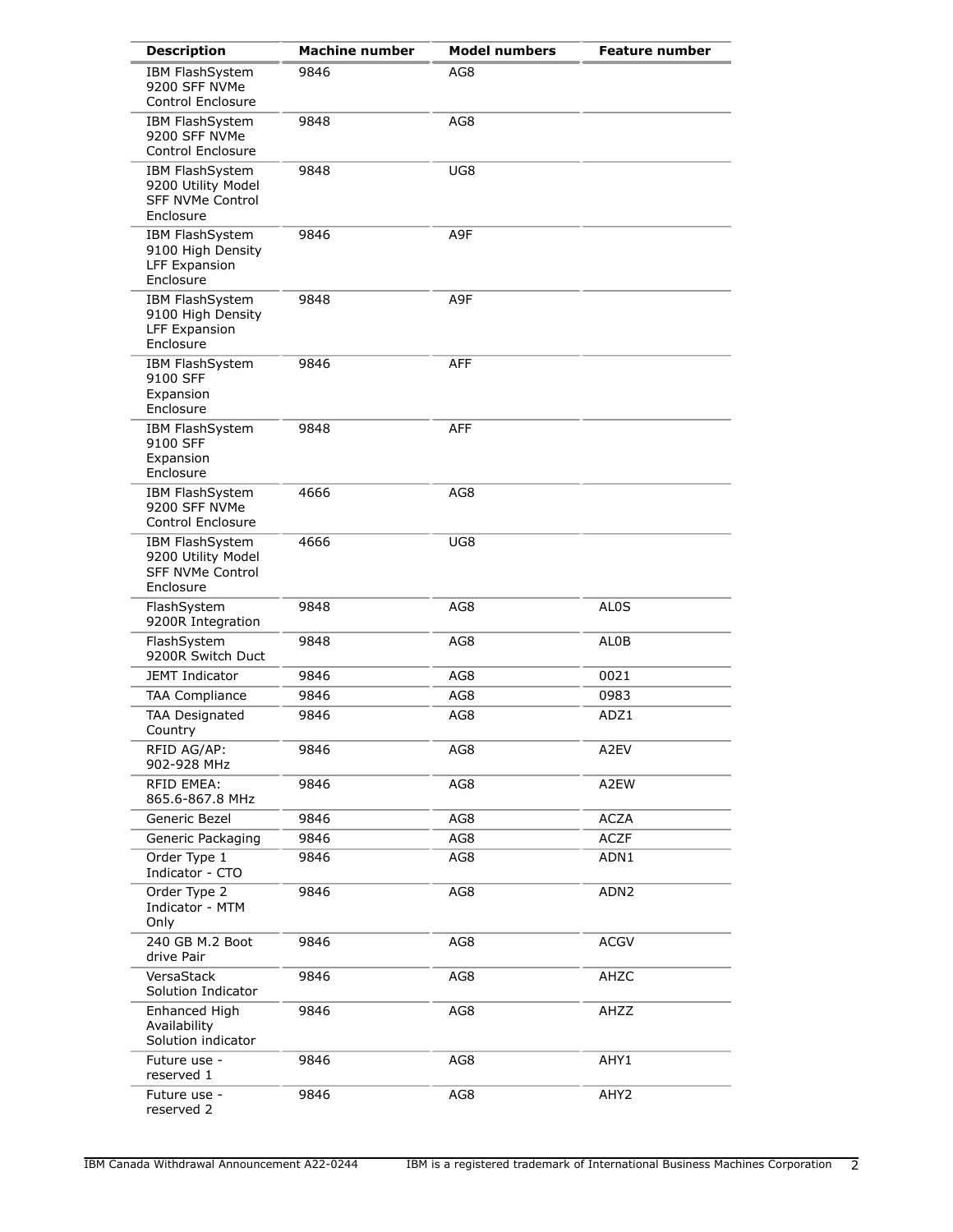| Description | Machine number | Model numbers | Feature number |
| --- | --- | --- | --- |
| IBM FlashSystem 9200 SFF NVMe Control Enclosure | 9846 | AG8 | |
| IBM FlashSystem 9200 SFF NVMe Control Enclosure | 9848 | AG8 | |
| IBM FlashSystem 9200 Utility Model SFF NVMe Control Enclosure | 9848 | UG8 | |
| IBM FlashSystem 9100 High Density LFF Expansion Enclosure | 9846 | A9F | |
| IBM FlashSystem 9100 High Density LFF Expansion Enclosure | 9848 | A9F | |
| IBM FlashSystem 9100 SFF Expansion Enclosure | 9846 | AFF | |
| IBM FlashSystem 9100 SFF Expansion Enclosure | 9848 | AFF | |
| IBM FlashSystem 9200 SFF NVMe Control Enclosure | 4666 | AG8 | |
| IBM FlashSystem 9200 Utility Model SFF NVMe Control Enclosure | 4666 | UG8 | |
| FlashSystem 9200R Integration | 9848 | AG8 | AL0S |
| FlashSystem 9200R Switch Duct | 9848 | AG8 | AL0B |
| JEMT Indicator | 9846 | AG8 | 0021 |
| TAA Compliance | 9846 | AG8 | 0983 |
| TAA Designated Country | 9846 | AG8 | ADZ1 |
| RFID AG/AP: 902-928 MHz | 9846 | AG8 | A2EV |
| RFID EMEA: 865.6-867.8 MHz | 9846 | AG8 | A2EW |
| Generic Bezel | 9846 | AG8 | ACZA |
| Generic Packaging | 9846 | AG8 | ACZF |
| Order Type 1 Indicator - CTO | 9846 | AG8 | ADN1 |
| Order Type 2 Indicator - MTM Only | 9846 | AG8 | ADN2 |
| 240 GB M.2 Boot drive Pair | 9846 | AG8 | ACGV |
| VersaStack Solution Indicator | 9846 | AG8 | AHZC |
| Enhanced High Availability Solution indicator | 9846 | AG8 | AHZZ |
| Future use - reserved 1 | 9846 | AG8 | AHY1 |
| Future use - reserved 2 | 9846 | AG8 | AHY2 |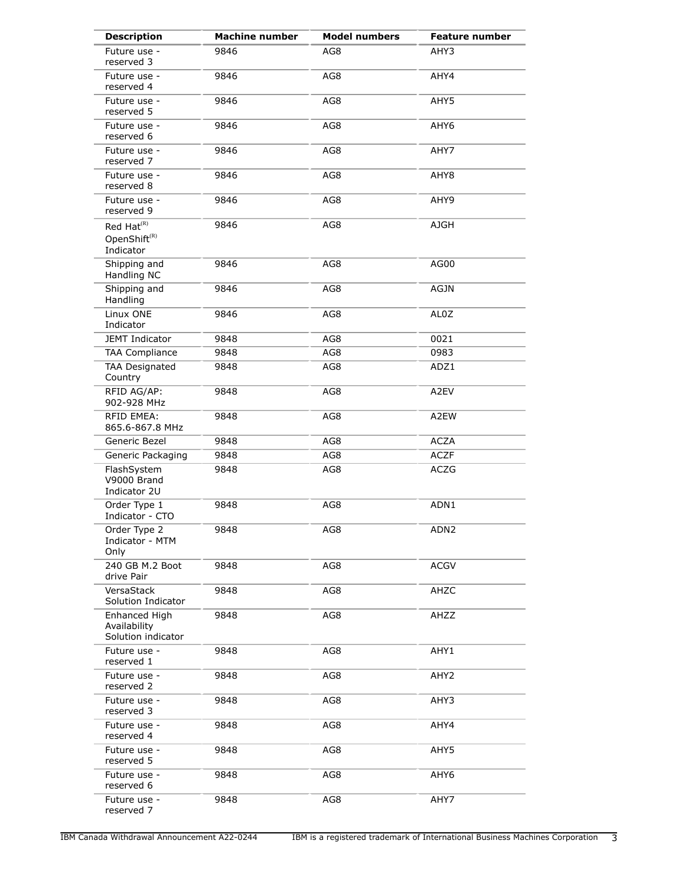| Description | Machine number | Model numbers | Feature number |
|---|---|---|---|
| Future use - reserved 3 | 9846 | AG8 | AHY3 |
| Future use - reserved 4 | 9846 | AG8 | AHY4 |
| Future use - reserved 5 | 9846 | AG8 | AHY5 |
| Future use - reserved 6 | 9846 | AG8 | AHY6 |
| Future use - reserved 7 | 9846 | AG8 | AHY7 |
| Future use - reserved 8 | 9846 | AG8 | AHY8 |
| Future use - reserved 9 | 9846 | AG8 | AHY9 |
| Red Hat(R) OpenShift(R) Indicator | 9846 | AG8 | AJGH |
| Shipping and Handling NC | 9846 | AG8 | AG00 |
| Shipping and Handling | 9846 | AG8 | AGJN |
| Linux ONE Indicator | 9846 | AG8 | AL0Z |
| JEMT Indicator | 9848 | AG8 | 0021 |
| TAA Compliance | 9848 | AG8 | 0983 |
| TAA Designated Country | 9848 | AG8 | ADZ1 |
| RFID AG/AP: 902-928 MHz | 9848 | AG8 | A2EV |
| RFID EMEA: 865.6-867.8 MHz | 9848 | AG8 | A2EW |
| Generic Bezel | 9848 | AG8 | ACZA |
| Generic Packaging | 9848 | AG8 | ACZF |
| FlashSystem V9000 Brand Indicator 2U | 9848 | AG8 | ACZG |
| Order Type 1 Indicator - CTO | 9848 | AG8 | ADN1 |
| Order Type 2 Indicator - MTM Only | 9848 | AG8 | ADN2 |
| 240 GB M.2 Boot drive Pair | 9848 | AG8 | ACGV |
| VersaStack Solution Indicator | 9848 | AG8 | AHZC |
| Enhanced High Availability Solution indicator | 9848 | AG8 | AHZZ |
| Future use - reserved 1 | 9848 | AG8 | AHY1 |
| Future use - reserved 2 | 9848 | AG8 | AHY2 |
| Future use - reserved 3 | 9848 | AG8 | AHY3 |
| Future use - reserved 4 | 9848 | AG8 | AHY4 |
| Future use - reserved 5 | 9848 | AG8 | AHY5 |
| Future use - reserved 6 | 9848 | AG8 | AHY6 |
| Future use - reserved 7 | 9848 | AG8 | AHY7 |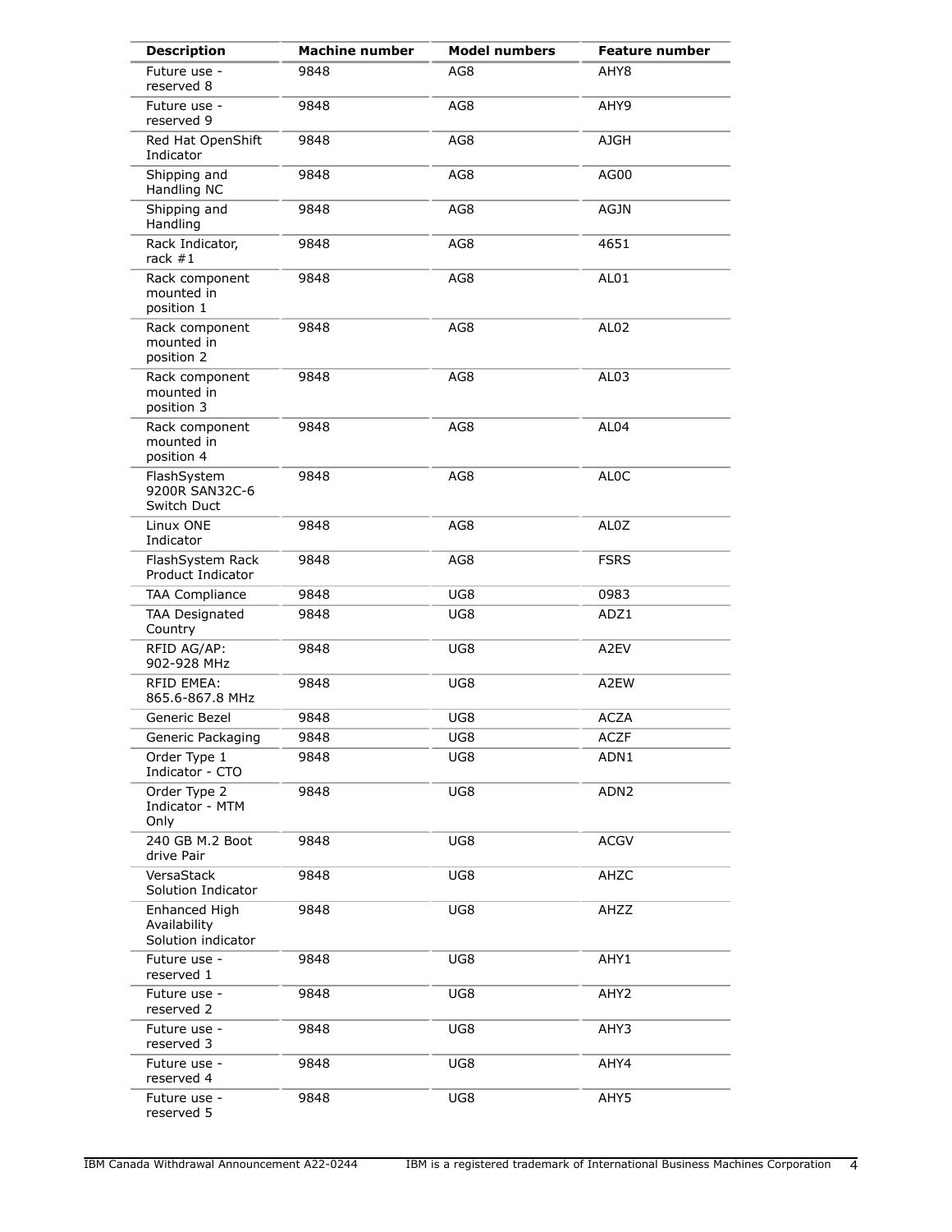| Description | Machine number | Model numbers | Feature number |
|---|---|---|---|
| Future use - reserved 8 | 9848 | AG8 | AHY8 |
| Future use - reserved 9 | 9848 | AG8 | AHY9 |
| Red Hat OpenShift Indicator | 9848 | AG8 | AJGH |
| Shipping and Handling NC | 9848 | AG8 | AG00 |
| Shipping and Handling | 9848 | AG8 | AGJN |
| Rack Indicator, rack #1 | 9848 | AG8 | 4651 |
| Rack component mounted in position 1 | 9848 | AG8 | AL01 |
| Rack component mounted in position 2 | 9848 | AG8 | AL02 |
| Rack component mounted in position 3 | 9848 | AG8 | AL03 |
| Rack component mounted in position 4 | 9848 | AG8 | AL04 |
| FlashSystem 9200R SAN32C-6 Switch Duct | 9848 | AG8 | AL0C |
| Linux ONE Indicator | 9848 | AG8 | AL0Z |
| FlashSystem Rack Product Indicator | 9848 | AG8 | FSRS |
| TAA Compliance | 9848 | UG8 | 0983 |
| TAA Designated Country | 9848 | UG8 | ADZ1 |
| RFID AG/AP: 902-928 MHz | 9848 | UG8 | A2EV |
| RFID EMEA: 865.6-867.8 MHz | 9848 | UG8 | A2EW |
| Generic Bezel | 9848 | UG8 | ACZA |
| Generic Packaging | 9848 | UG8 | ACZF |
| Order Type 1 Indicator - CTO | 9848 | UG8 | ADN1 |
| Order Type 2 Indicator - MTM Only | 9848 | UG8 | ADN2 |
| 240 GB M.2 Boot drive Pair | 9848 | UG8 | ACGV |
| VersaStack Solution Indicator | 9848 | UG8 | AHZC |
| Enhanced High Availability Solution indicator | 9848 | UG8 | AHZZ |
| Future use - reserved 1 | 9848 | UG8 | AHY1 |
| Future use - reserved 2 | 9848 | UG8 | AHY2 |
| Future use - reserved 3 | 9848 | UG8 | AHY3 |
| Future use - reserved 4 | 9848 | UG8 | AHY4 |
| Future use - reserved 5 | 9848 | UG8 | AHY5 |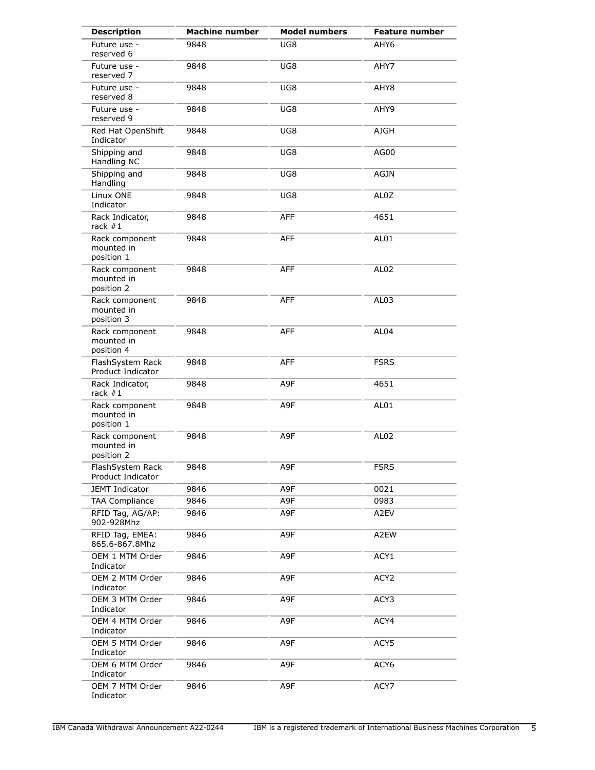| Description | Machine number | Model numbers | Feature number |
| --- | --- | --- | --- |
| Future use - reserved 6 | 9848 | UG8 | AHY6 |
| Future use - reserved 7 | 9848 | UG8 | AHY7 |
| Future use - reserved 8 | 9848 | UG8 | AHY8 |
| Future use - reserved 9 | 9848 | UG8 | AHY9 |
| Red Hat OpenShift Indicator | 9848 | UG8 | AJGH |
| Shipping and Handling NC | 9848 | UG8 | AG00 |
| Shipping and Handling | 9848 | UG8 | AGJN |
| Linux ONE Indicator | 9848 | UG8 | AL0Z |
| Rack Indicator, rack #1 | 9848 | AFF | 4651 |
| Rack component mounted in position 1 | 9848 | AFF | AL01 |
| Rack component mounted in position 2 | 9848 | AFF | AL02 |
| Rack component mounted in position 3 | 9848 | AFF | AL03 |
| Rack component mounted in position 4 | 9848 | AFF | AL04 |
| FlashSystem Rack Product Indicator | 9848 | AFF | FSRS |
| Rack Indicator, rack #1 | 9848 | A9F | 4651 |
| Rack component mounted in position 1 | 9848 | A9F | AL01 |
| Rack component mounted in position 2 | 9848 | A9F | AL02 |
| FlashSystem Rack Product Indicator | 9848 | A9F | FSRS |
| JEMT Indicator | 9846 | A9F | 0021 |
| TAA Compliance | 9846 | A9F | 0983 |
| RFID Tag, AG/AP: 902-928Mhz | 9846 | A9F | A2EV |
| RFID Tag, EMEA: 865.6-867.8Mhz | 9846 | A9F | A2EW |
| OEM 1 MTM Order Indicator | 9846 | A9F | ACY1 |
| OEM 2 MTM Order Indicator | 9846 | A9F | ACY2 |
| OEM 3 MTM Order Indicator | 9846 | A9F | ACY3 |
| OEM 4 MTM Order Indicator | 9846 | A9F | ACY4 |
| OEM 5 MTM Order Indicator | 9846 | A9F | ACY5 |
| OEM 6 MTM Order Indicator | 9846 | A9F | ACY6 |
| OEM 7 MTM Order Indicator | 9846 | A9F | ACY7 |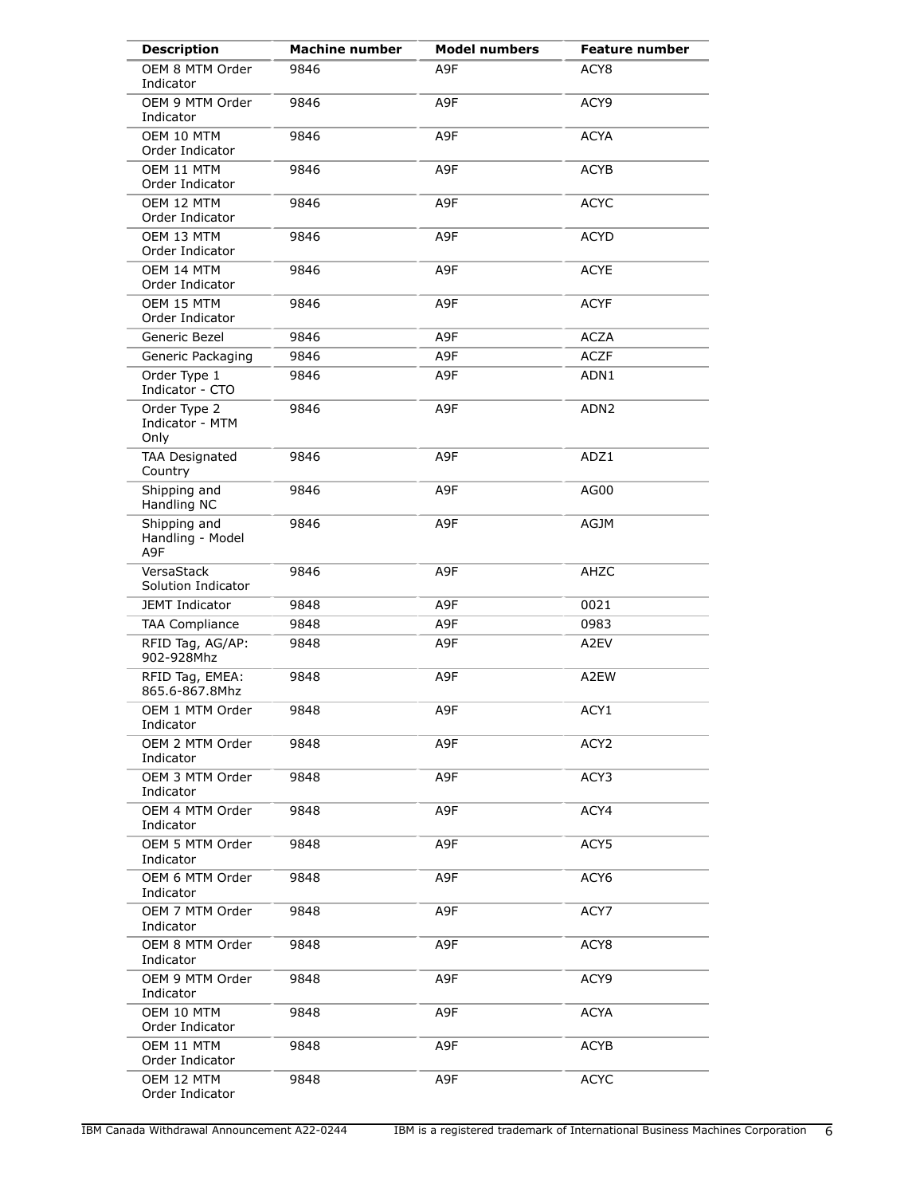| Description | Machine number | Model numbers | Feature number |
|---|---|---|---|
| OEM 8 MTM Order Indicator | 9846 | A9F | ACY8 |
| OEM 9 MTM Order Indicator | 9846 | A9F | ACY9 |
| OEM 10 MTM Order Indicator | 9846 | A9F | ACYA |
| OEM 11 MTM Order Indicator | 9846 | A9F | ACYB |
| OEM 12 MTM Order Indicator | 9846 | A9F | ACYC |
| OEM 13 MTM Order Indicator | 9846 | A9F | ACYD |
| OEM 14 MTM Order Indicator | 9846 | A9F | ACYE |
| OEM 15 MTM Order Indicator | 9846 | A9F | ACYF |
| Generic Bezel | 9846 | A9F | ACZA |
| Generic Packaging | 9846 | A9F | ACZF |
| Order Type 1 Indicator - CTO | 9846 | A9F | ADN1 |
| Order Type 2 Indicator - MTM Only | 9846 | A9F | ADN2 |
| TAA Designated Country | 9846 | A9F | ADZ1 |
| Shipping and Handling NC | 9846 | A9F | AG00 |
| Shipping and Handling - Model A9F | 9846 | A9F | AGJM |
| VersaStack Solution Indicator | 9846 | A9F | AHZC |
| JEMT Indicator | 9848 | A9F | 0021 |
| TAA Compliance | 9848 | A9F | 0983 |
| RFID Tag, AG/AP: 902-928Mhz | 9848 | A9F | A2EV |
| RFID Tag, EMEA: 865.6-867.8Mhz | 9848 | A9F | A2EW |
| OEM 1 MTM Order Indicator | 9848 | A9F | ACY1 |
| OEM 2 MTM Order Indicator | 9848 | A9F | ACY2 |
| OEM 3 MTM Order Indicator | 9848 | A9F | ACY3 |
| OEM 4 MTM Order Indicator | 9848 | A9F | ACY4 |
| OEM 5 MTM Order Indicator | 9848 | A9F | ACY5 |
| OEM 6 MTM Order Indicator | 9848 | A9F | ACY6 |
| OEM 7 MTM Order Indicator | 9848 | A9F | ACY7 |
| OEM 8 MTM Order Indicator | 9848 | A9F | ACY8 |
| OEM 9 MTM Order Indicator | 9848 | A9F | ACY9 |
| OEM 10 MTM Order Indicator | 9848 | A9F | ACYA |
| OEM 11 MTM Order Indicator | 9848 | A9F | ACYB |
| OEM 12 MTM Order Indicator | 9848 | A9F | ACYC |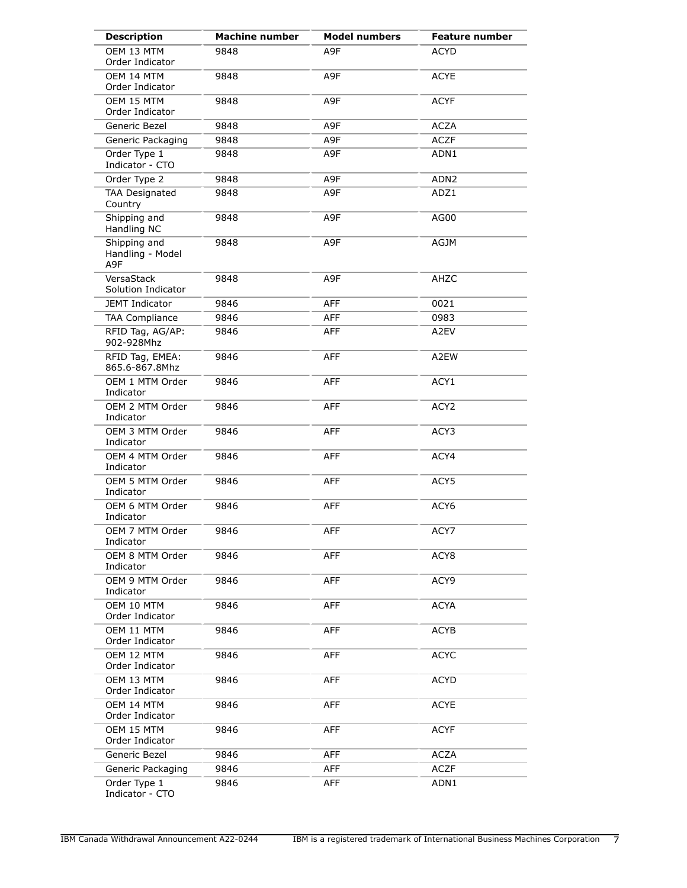| Description | Machine number | Model numbers | Feature number |
| --- | --- | --- | --- |
| OEM 13 MTM Order Indicator | 9848 | A9F | ACYD |
| OEM 14 MTM Order Indicator | 9848 | A9F | ACYE |
| OEM 15 MTM Order Indicator | 9848 | A9F | ACYF |
| Generic Bezel | 9848 | A9F | ACZA |
| Generic Packaging | 9848 | A9F | ACZF |
| Order Type 1 Indicator - CTO | 9848 | A9F | ADN1 |
| Order Type 2 | 9848 | A9F | ADN2 |
| TAA Designated Country | 9848 | A9F | ADZ1 |
| Shipping and Handling NC | 9848 | A9F | AG00 |
| Shipping and Handling - Model A9F | 9848 | A9F | AGJM |
| VersaStack Solution Indicator | 9848 | A9F | AHZC |
| JEMT Indicator | 9846 | AFF | 0021 |
| TAA Compliance | 9846 | AFF | 0983 |
| RFID Tag, AG/AP: 902-928Mhz | 9846 | AFF | A2EV |
| RFID Tag, EMEA: 865.6-867.8Mhz | 9846 | AFF | A2EW |
| OEM 1 MTM Order Indicator | 9846 | AFF | ACY1 |
| OEM 2 MTM Order Indicator | 9846 | AFF | ACY2 |
| OEM 3 MTM Order Indicator | 9846 | AFF | ACY3 |
| OEM 4 MTM Order Indicator | 9846 | AFF | ACY4 |
| OEM 5 MTM Order Indicator | 9846 | AFF | ACY5 |
| OEM 6 MTM Order Indicator | 9846 | AFF | ACY6 |
| OEM 7 MTM Order Indicator | 9846 | AFF | ACY7 |
| OEM 8 MTM Order Indicator | 9846 | AFF | ACY8 |
| OEM 9 MTM Order Indicator | 9846 | AFF | ACY9 |
| OEM 10 MTM Order Indicator | 9846 | AFF | ACYA |
| OEM 11 MTM Order Indicator | 9846 | AFF | ACYB |
| OEM 12 MTM Order Indicator | 9846 | AFF | ACYC |
| OEM 13 MTM Order Indicator | 9846 | AFF | ACYD |
| OEM 14 MTM Order Indicator | 9846 | AFF | ACYE |
| OEM 15 MTM Order Indicator | 9846 | AFF | ACYF |
| Generic Bezel | 9846 | AFF | ACZA |
| Generic Packaging | 9846 | AFF | ACZF |
| Order Type 1 Indicator - CTO | 9846 | AFF | ADN1 |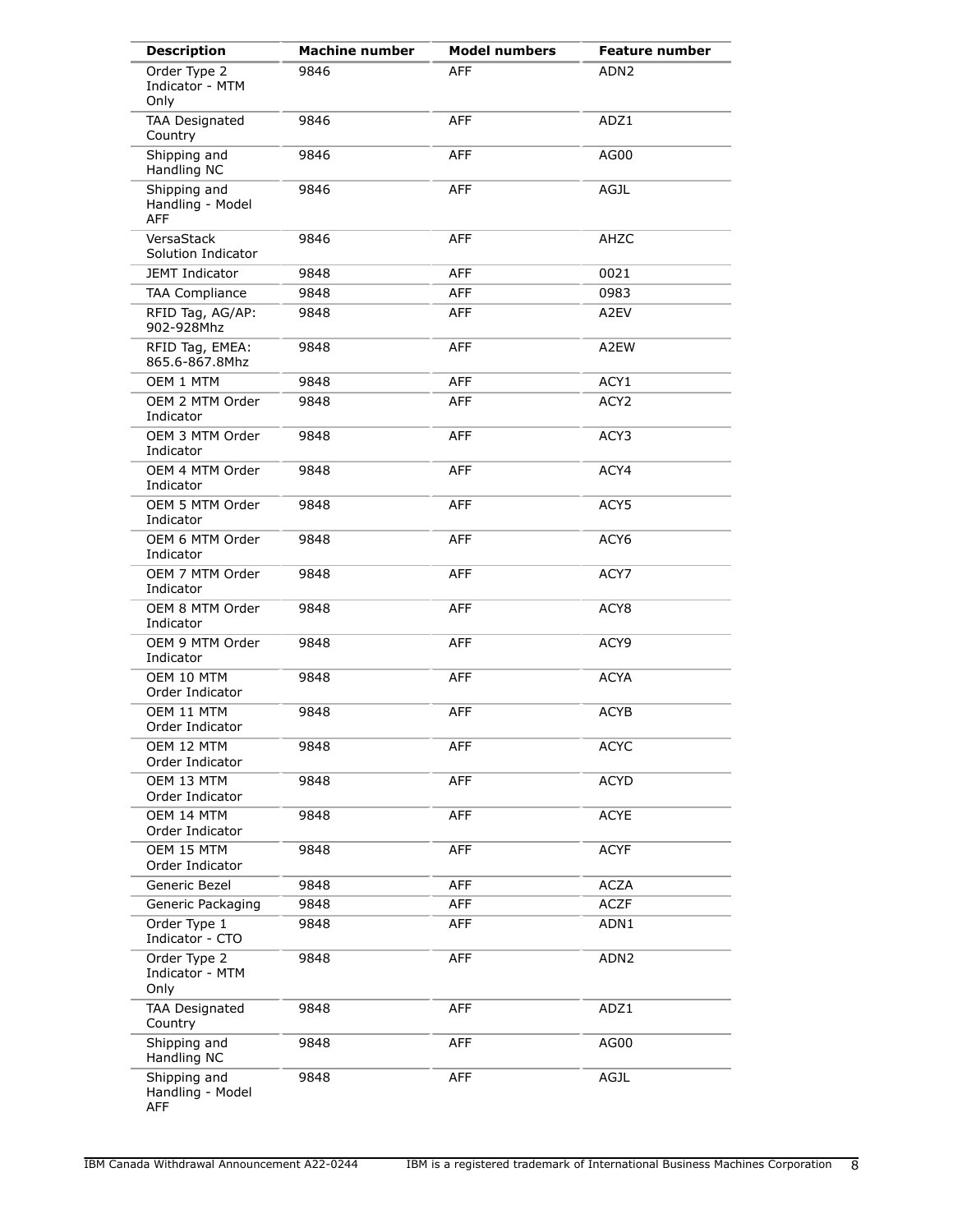| Description | Machine number | Model numbers | Feature number |
| --- | --- | --- | --- |
| Order Type 2 Indicator - MTM Only | 9846 | AFF | ADN2 |
| TAA Designated Country | 9846 | AFF | ADZ1 |
| Shipping and Handling NC | 9846 | AFF | AG00 |
| Shipping and Handling - Model AFF | 9846 | AFF | AGJL |
| VersaStack Solution Indicator | 9846 | AFF | AHZC |
| JEMT Indicator | 9848 | AFF | 0021 |
| TAA Compliance | 9848 | AFF | 0983 |
| RFID Tag, AG/AP: 902-928Mhz | 9848 | AFF | A2EV |
| RFID Tag, EMEA: 865.6-867.8Mhz | 9848 | AFF | A2EW |
| OEM 1 MTM | 9848 | AFF | ACY1 |
| OEM 2 MTM Order Indicator | 9848 | AFF | ACY2 |
| OEM 3 MTM Order Indicator | 9848 | AFF | ACY3 |
| OEM 4 MTM Order Indicator | 9848 | AFF | ACY4 |
| OEM 5 MTM Order Indicator | 9848 | AFF | ACY5 |
| OEM 6 MTM Order Indicator | 9848 | AFF | ACY6 |
| OEM 7 MTM Order Indicator | 9848 | AFF | ACY7 |
| OEM 8 MTM Order Indicator | 9848 | AFF | ACY8 |
| OEM 9 MTM Order Indicator | 9848 | AFF | ACY9 |
| OEM 10 MTM Order Indicator | 9848 | AFF | ACYA |
| OEM 11 MTM Order Indicator | 9848 | AFF | ACYB |
| OEM 12 MTM Order Indicator | 9848 | AFF | ACYC |
| OEM 13 MTM Order Indicator | 9848 | AFF | ACYD |
| OEM 14 MTM Order Indicator | 9848 | AFF | ACYE |
| OEM 15 MTM Order Indicator | 9848 | AFF | ACYF |
| Generic Bezel | 9848 | AFF | ACZA |
| Generic Packaging | 9848 | AFF | ACZF |
| Order Type 1 Indicator - CTO | 9848 | AFF | ADN1 |
| Order Type 2 Indicator - MTM Only | 9848 | AFF | ADN2 |
| TAA Designated Country | 9848 | AFF | ADZ1 |
| Shipping and Handling NC | 9848 | AFF | AG00 |
| Shipping and Handling - Model AFF | 9848 | AFF | AGJL |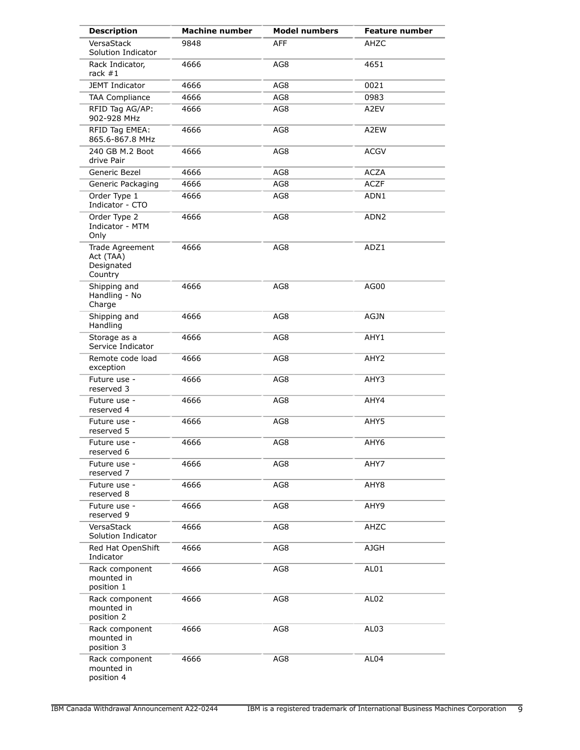| Description | Machine number | Model numbers | Feature number |
| --- | --- | --- | --- |
| VersaStack Solution Indicator | 9848 | AFF | AHZC |
| Rack Indicator, rack #1 | 4666 | AG8 | 4651 |
| JEMT Indicator | 4666 | AG8 | 0021 |
| TAA Compliance | 4666 | AG8 | 0983 |
| RFID Tag AG/AP: 902-928 MHz | 4666 | AG8 | A2EV |
| RFID Tag EMEA: 865.6-867.8 MHz | 4666 | AG8 | A2EW |
| 240 GB M.2 Boot drive Pair | 4666 | AG8 | ACGV |
| Generic Bezel | 4666 | AG8 | ACZA |
| Generic Packaging | 4666 | AG8 | ACZF |
| Order Type 1 Indicator - CTO | 4666 | AG8 | ADN1 |
| Order Type 2 Indicator - MTM Only | 4666 | AG8 | ADN2 |
| Trade Agreement Act (TAA) Designated Country | 4666 | AG8 | ADZ1 |
| Shipping and Handling - No Charge | 4666 | AG8 | AG00 |
| Shipping and Handling | 4666 | AG8 | AGJN |
| Storage as a Service Indicator | 4666 | AG8 | AHY1 |
| Remote code load exception | 4666 | AG8 | AHY2 |
| Future use - reserved 3 | 4666 | AG8 | AHY3 |
| Future use - reserved 4 | 4666 | AG8 | AHY4 |
| Future use - reserved 5 | 4666 | AG8 | AHY5 |
| Future use - reserved 6 | 4666 | AG8 | AHY6 |
| Future use - reserved 7 | 4666 | AG8 | AHY7 |
| Future use - reserved 8 | 4666 | AG8 | AHY8 |
| Future use - reserved 9 | 4666 | AG8 | AHY9 |
| VersaStack Solution Indicator | 4666 | AG8 | AHZC |
| Red Hat OpenShift Indicator | 4666 | AG8 | AJGH |
| Rack component mounted in position 1 | 4666 | AG8 | AL01 |
| Rack component mounted in position 2 | 4666 | AG8 | AL02 |
| Rack component mounted in position 3 | 4666 | AG8 | AL03 |
| Rack component mounted in position 4 | 4666 | AG8 | AL04 |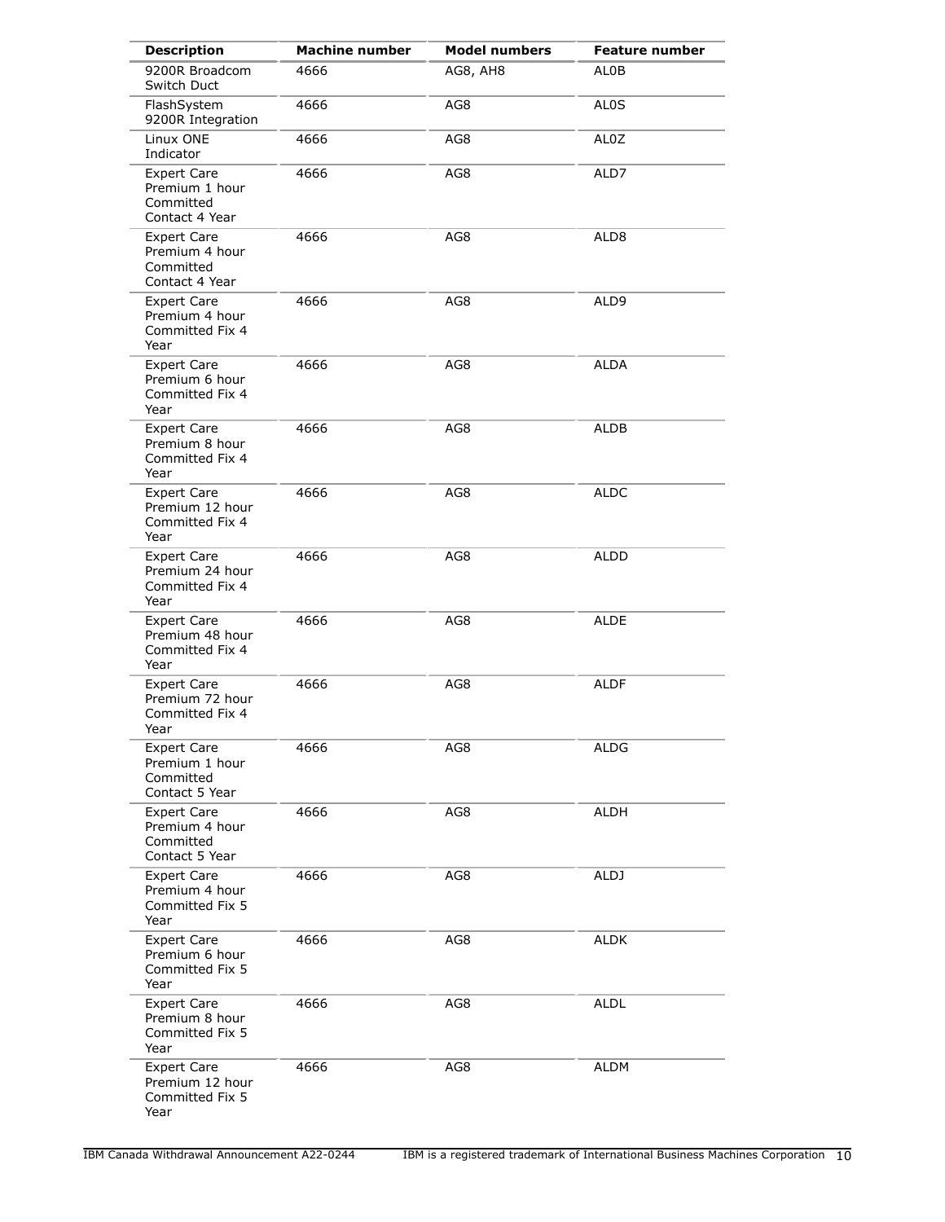| Description | Machine number | Model numbers | Feature number |
| --- | --- | --- | --- |
| 9200R Broadcom Switch Duct | 4666 | AG8, AH8 | AL0B |
| FlashSystem 9200R Integration | 4666 | AG8 | AL0S |
| Linux ONE Indicator | 4666 | AG8 | AL0Z |
| Expert Care Premium 1 hour Committed Contact 4 Year | 4666 | AG8 | ALD7 |
| Expert Care Premium 4 hour Committed Contact 4 Year | 4666 | AG8 | ALD8 |
| Expert Care Premium 4 hour Committed Fix 4 Year | 4666 | AG8 | ALD9 |
| Expert Care Premium 6 hour Committed Fix 4 Year | 4666 | AG8 | ALDA |
| Expert Care Premium 8 hour Committed Fix 4 Year | 4666 | AG8 | ALDB |
| Expert Care Premium 12 hour Committed Fix 4 Year | 4666 | AG8 | ALDC |
| Expert Care Premium 24 hour Committed Fix 4 Year | 4666 | AG8 | ALDD |
| Expert Care Premium 48 hour Committed Fix 4 Year | 4666 | AG8 | ALDE |
| Expert Care Premium 72 hour Committed Fix 4 Year | 4666 | AG8 | ALDF |
| Expert Care Premium 1 hour Committed Contact 5 Year | 4666 | AG8 | ALDG |
| Expert Care Premium 4 hour Committed Contact 5 Year | 4666 | AG8 | ALDH |
| Expert Care Premium 4 hour Committed Fix 5 Year | 4666 | AG8 | ALDJ |
| Expert Care Premium 6 hour Committed Fix 5 Year | 4666 | AG8 | ALDK |
| Expert Care Premium 8 hour Committed Fix 5 Year | 4666 | AG8 | ALDL |
| Expert Care Premium 12 hour Committed Fix 5 Year | 4666 | AG8 | ALDM |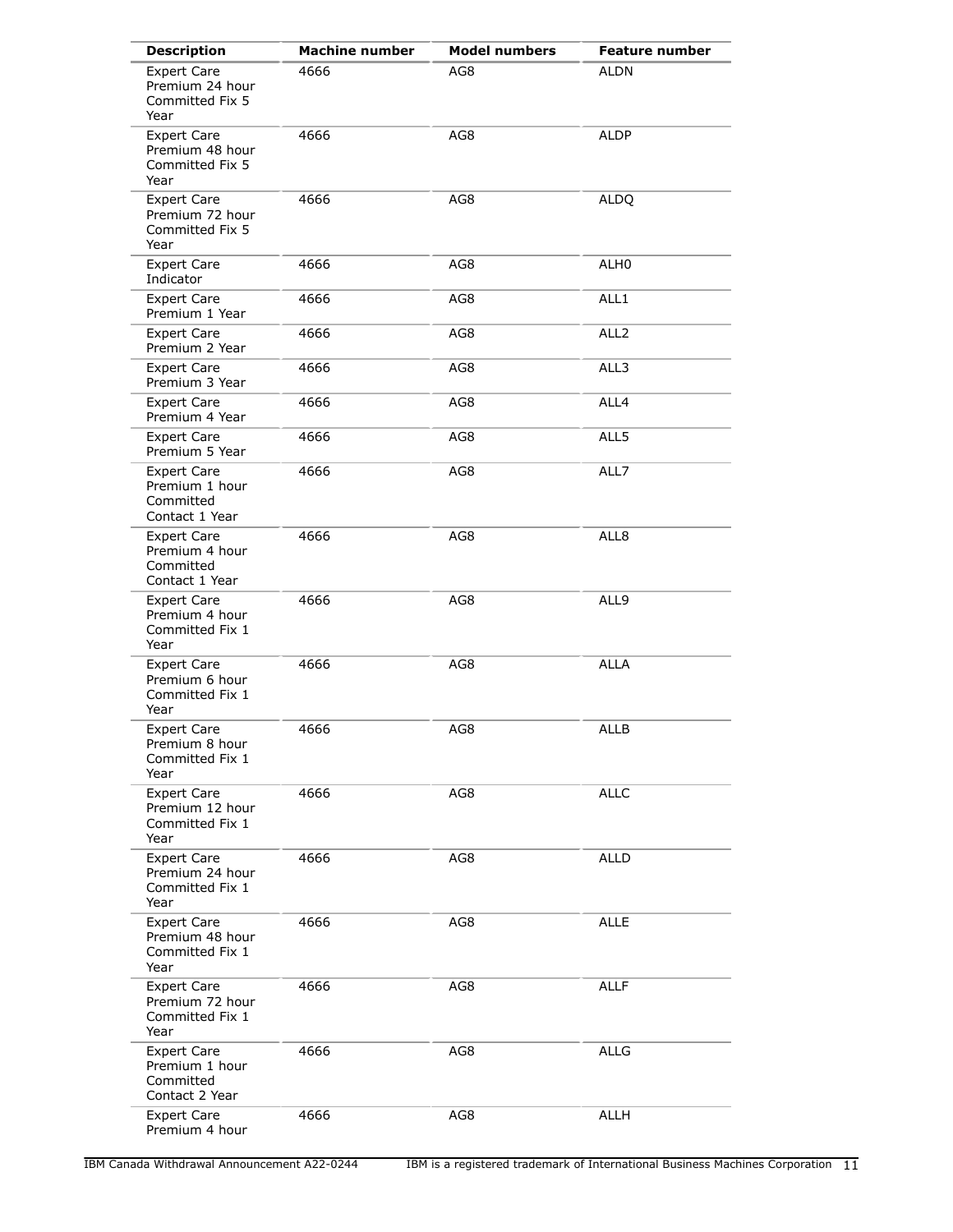| Description | Machine number | Model numbers | Feature number |
|---|---|---|---|
| Expert Care Premium 24 hour Committed Fix 5 Year | 4666 | AG8 | ALDN |
| Expert Care Premium 48 hour Committed Fix 5 Year | 4666 | AG8 | ALDP |
| Expert Care Premium 72 hour Committed Fix 5 Year | 4666 | AG8 | ALDQ |
| Expert Care Indicator | 4666 | AG8 | ALH0 |
| Expert Care Premium 1 Year | 4666 | AG8 | ALL1 |
| Expert Care Premium 2 Year | 4666 | AG8 | ALL2 |
| Expert Care Premium 3 Year | 4666 | AG8 | ALL3 |
| Expert Care Premium 4 Year | 4666 | AG8 | ALL4 |
| Expert Care Premium 5 Year | 4666 | AG8 | ALL5 |
| Expert Care Premium 1 hour Committed Contact 1 Year | 4666 | AG8 | ALL7 |
| Expert Care Premium 4 hour Committed Contact 1 Year | 4666 | AG8 | ALL8 |
| Expert Care Premium 4 hour Committed Fix 1 Year | 4666 | AG8 | ALL9 |
| Expert Care Premium 6 hour Committed Fix 1 Year | 4666 | AG8 | ALLA |
| Expert Care Premium 8 hour Committed Fix 1 Year | 4666 | AG8 | ALLB |
| Expert Care Premium 12 hour Committed Fix 1 Year | 4666 | AG8 | ALLC |
| Expert Care Premium 24 hour Committed Fix 1 Year | 4666 | AG8 | ALLD |
| Expert Care Premium 48 hour Committed Fix 1 Year | 4666 | AG8 | ALLE |
| Expert Care Premium 72 hour Committed Fix 1 Year | 4666 | AG8 | ALLF |
| Expert Care Premium 1 hour Committed Contact 2 Year | 4666 | AG8 | ALLG |
| Expert Care Premium 4 hour | 4666 | AG8 | ALLH |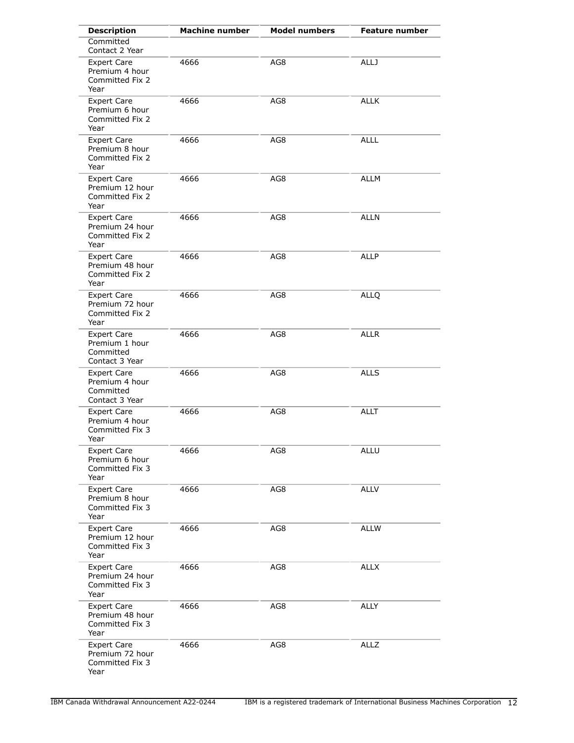| Description | Machine number | Model numbers | Feature number |
| --- | --- | --- | --- |
| Committed Contact 2 Year | | | |
| Expert Care Premium 4 hour Committed Fix 2 Year | 4666 | AG8 | ALLJ |
| Expert Care Premium 6 hour Committed Fix 2 Year | 4666 | AG8 | ALLK |
| Expert Care Premium 8 hour Committed Fix 2 Year | 4666 | AG8 | ALLL |
| Expert Care Premium 12 hour Committed Fix 2 Year | 4666 | AG8 | ALLM |
| Expert Care Premium 24 hour Committed Fix 2 Year | 4666 | AG8 | ALLN |
| Expert Care Premium 48 hour Committed Fix 2 Year | 4666 | AG8 | ALLP |
| Expert Care Premium 72 hour Committed Fix 2 Year | 4666 | AG8 | ALLQ |
| Expert Care Premium 1 hour Committed Contact 3 Year | 4666 | AG8 | ALLR |
| Expert Care Premium 4 hour Committed Contact 3 Year | 4666 | AG8 | ALLS |
| Expert Care Premium 4 hour Committed Fix 3 Year | 4666 | AG8 | ALLT |
| Expert Care Premium 6 hour Committed Fix 3 Year | 4666 | AG8 | ALLU |
| Expert Care Premium 8 hour Committed Fix 3 Year | 4666 | AG8 | ALLV |
| Expert Care Premium 12 hour Committed Fix 3 Year | 4666 | AG8 | ALLW |
| Expert Care Premium 24 hour Committed Fix 3 Year | 4666 | AG8 | ALLX |
| Expert Care Premium 48 hour Committed Fix 3 Year | 4666 | AG8 | ALLY |
| Expert Care Premium 72 hour Committed Fix 3 Year | 4666 | AG8 | ALLZ |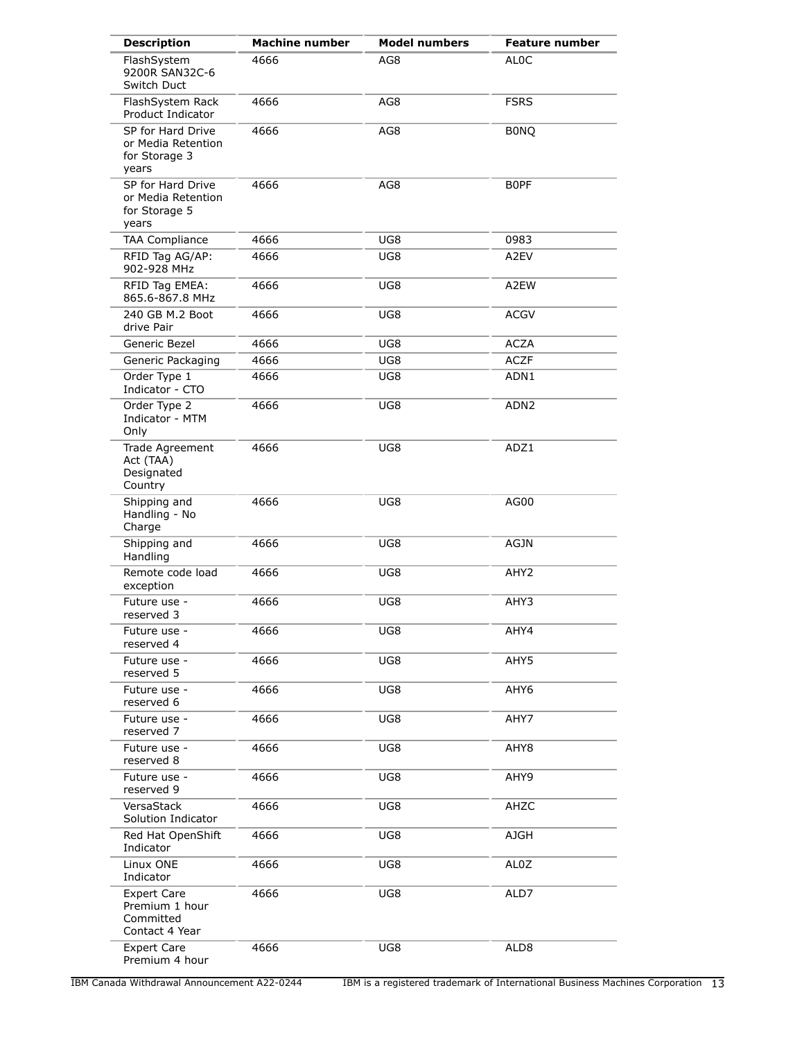| Description | Machine number | Model numbers | Feature number |
|---|---|---|---|
| FlashSystem 9200R SAN32C-6 Switch Duct | 4666 | AG8 | AL0C |
| FlashSystem Rack Product Indicator | 4666 | AG8 | FSRS |
| SP for Hard Drive or Media Retention for Storage 3 years | 4666 | AG8 | B0NQ |
| SP for Hard Drive or Media Retention for Storage 5 years | 4666 | AG8 | B0PF |
| TAA Compliance | 4666 | UG8 | 0983 |
| RFID Tag AG/AP: 902-928 MHz | 4666 | UG8 | A2EV |
| RFID Tag EMEA: 865.6-867.8 MHz | 4666 | UG8 | A2EW |
| 240 GB M.2 Boot drive Pair | 4666 | UG8 | ACGV |
| Generic Bezel | 4666 | UG8 | ACZA |
| Generic Packaging | 4666 | UG8 | ACZF |
| Order Type 1 Indicator - CTO | 4666 | UG8 | ADN1 |
| Order Type 2 Indicator - MTM Only | 4666 | UG8 | ADN2 |
| Trade Agreement Act (TAA) Designated Country | 4666 | UG8 | ADZ1 |
| Shipping and Handling - No Charge | 4666 | UG8 | AG00 |
| Shipping and Handling | 4666 | UG8 | AGJN |
| Remote code load exception | 4666 | UG8 | AHY2 |
| Future use - reserved 3 | 4666 | UG8 | AHY3 |
| Future use - reserved 4 | 4666 | UG8 | AHY4 |
| Future use - reserved 5 | 4666 | UG8 | AHY5 |
| Future use - reserved 6 | 4666 | UG8 | AHY6 |
| Future use - reserved 7 | 4666 | UG8 | AHY7 |
| Future use - reserved 8 | 4666 | UG8 | AHY8 |
| Future use - reserved 9 | 4666 | UG8 | AHY9 |
| VersaStack Solution Indicator | 4666 | UG8 | AHZC |
| Red Hat OpenShift Indicator | 4666 | UG8 | AJGH |
| Linux ONE Indicator | 4666 | UG8 | AL0Z |
| Expert Care Premium 1 hour Committed Contact 4 Year | 4666 | UG8 | ALD7 |
| Expert Care Premium 4 hour | 4666 | UG8 | ALD8 |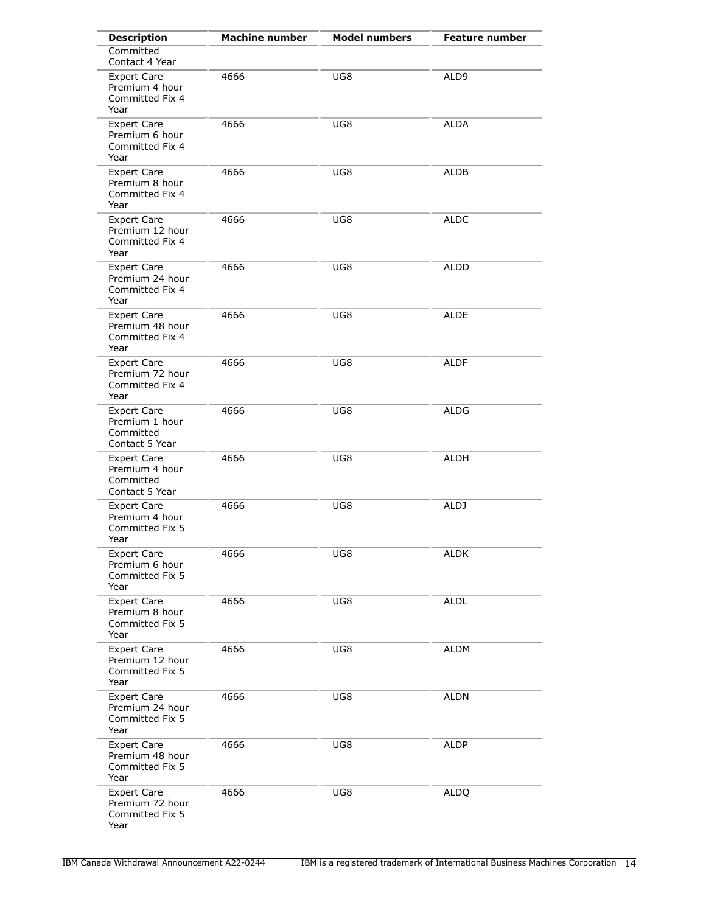| Description | Machine number | Model numbers | Feature number |
| --- | --- | --- | --- |
| Committed Contact 4 Year | | | |
| Expert Care Premium 4 hour Committed Fix 4 Year | 4666 | UG8 | ALD9 |
| Expert Care Premium 6 hour Committed Fix 4 Year | 4666 | UG8 | ALDA |
| Expert Care Premium 8 hour Committed Fix 4 Year | 4666 | UG8 | ALDB |
| Expert Care Premium 12 hour Committed Fix 4 Year | 4666 | UG8 | ALDC |
| Expert Care Premium 24 hour Committed Fix 4 Year | 4666 | UG8 | ALDD |
| Expert Care Premium 48 hour Committed Fix 4 Year | 4666 | UG8 | ALDE |
| Expert Care Premium 72 hour Committed Fix 4 Year | 4666 | UG8 | ALDF |
| Expert Care Premium 1 hour Committed Contact 5 Year | 4666 | UG8 | ALDG |
| Expert Care Premium 4 hour Committed Contact 5 Year | 4666 | UG8 | ALDH |
| Expert Care Premium 4 hour Committed Fix 5 Year | 4666 | UG8 | ALDJ |
| Expert Care Premium 6 hour Committed Fix 5 Year | 4666 | UG8 | ALDK |
| Expert Care Premium 8 hour Committed Fix 5 Year | 4666 | UG8 | ALDL |
| Expert Care Premium 12 hour Committed Fix 5 Year | 4666 | UG8 | ALDM |
| Expert Care Premium 24 hour Committed Fix 5 Year | 4666 | UG8 | ALDN |
| Expert Care Premium 48 hour Committed Fix 5 Year | 4666 | UG8 | ALDP |
| Expert Care Premium 72 hour Committed Fix 5 Year | 4666 | UG8 | ALDQ |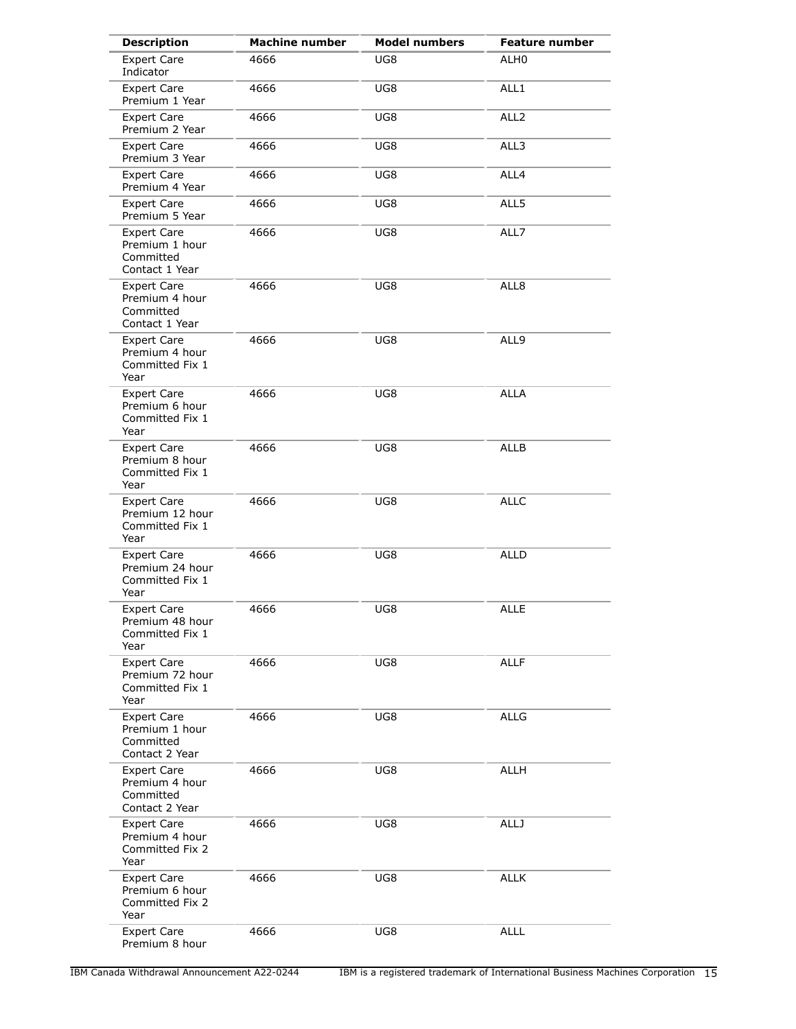| Description | Machine number | Model numbers | Feature number |
|---|---|---|---|
| Expert Care Indicator | 4666 | UG8 | ALH0 |
| Expert Care Premium 1 Year | 4666 | UG8 | ALL1 |
| Expert Care Premium 2 Year | 4666 | UG8 | ALL2 |
| Expert Care Premium 3 Year | 4666 | UG8 | ALL3 |
| Expert Care Premium 4 Year | 4666 | UG8 | ALL4 |
| Expert Care Premium 5 Year | 4666 | UG8 | ALL5 |
| Expert Care Premium 1 hour Committed Contact 1 Year | 4666 | UG8 | ALL7 |
| Expert Care Premium 4 hour Committed Contact 1 Year | 4666 | UG8 | ALL8 |
| Expert Care Premium 4 hour Committed Fix 1 Year | 4666 | UG8 | ALL9 |
| Expert Care Premium 6 hour Committed Fix 1 Year | 4666 | UG8 | ALLA |
| Expert Care Premium 8 hour Committed Fix 1 Year | 4666 | UG8 | ALLB |
| Expert Care Premium 12 hour Committed Fix 1 Year | 4666 | UG8 | ALLC |
| Expert Care Premium 24 hour Committed Fix 1 Year | 4666 | UG8 | ALLD |
| Expert Care Premium 48 hour Committed Fix 1 Year | 4666 | UG8 | ALLE |
| Expert Care Premium 72 hour Committed Fix 1 Year | 4666 | UG8 | ALLF |
| Expert Care Premium 1 hour Committed Contact 2 Year | 4666 | UG8 | ALLG |
| Expert Care Premium 4 hour Committed Contact 2 Year | 4666 | UG8 | ALLH |
| Expert Care Premium 4 hour Committed Fix 2 Year | 4666 | UG8 | ALLJ |
| Expert Care Premium 6 hour Committed Fix 2 Year | 4666 | UG8 | ALLK |
| Expert Care Premium 8 hour | 4666 | UG8 | ALLL |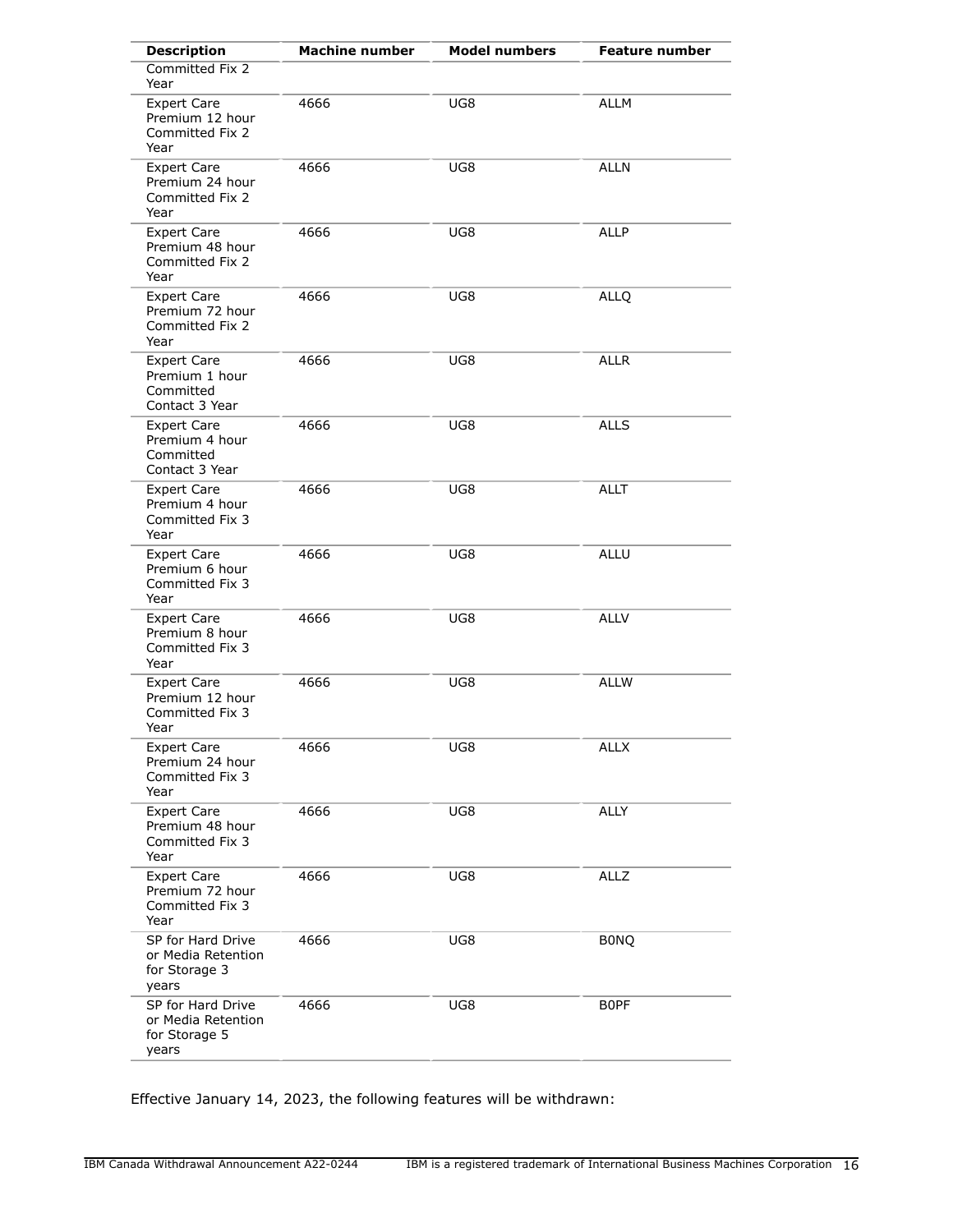| Description | Machine number | Model numbers | Feature number |
|---|---|---|---|
| Committed Fix 2 Year | | | |
| Expert Care Premium 12 hour Committed Fix 2 Year | 4666 | UG8 | ALLM |
| Expert Care Premium 24 hour Committed Fix 2 Year | 4666 | UG8 | ALLN |
| Expert Care Premium 48 hour Committed Fix 2 Year | 4666 | UG8 | ALLP |
| Expert Care Premium 72 hour Committed Fix 2 Year | 4666 | UG8 | ALLQ |
| Expert Care Premium 1 hour Committed Contact 3 Year | 4666 | UG8 | ALLR |
| Expert Care Premium 4 hour Committed Contact 3 Year | 4666 | UG8 | ALLS |
| Expert Care Premium 4 hour Committed Fix 3 Year | 4666 | UG8 | ALLT |
| Expert Care Premium 6 hour Committed Fix 3 Year | 4666 | UG8 | ALLU |
| Expert Care Premium 8 hour Committed Fix 3 Year | 4666 | UG8 | ALLV |
| Expert Care Premium 12 hour Committed Fix 3 Year | 4666 | UG8 | ALLW |
| Expert Care Premium 24 hour Committed Fix 3 Year | 4666 | UG8 | ALLX |
| Expert Care Premium 48 hour Committed Fix 3 Year | 4666 | UG8 | ALLY |
| Expert Care Premium 72 hour Committed Fix 3 Year | 4666 | UG8 | ALLZ |
| SP for Hard Drive or Media Retention for Storage 3 years | 4666 | UG8 | B0NQ |
| SP for Hard Drive or Media Retention for Storage 5 years | 4666 | UG8 | B0PF |

Effective January 14, 2023, the following features will be withdrawn: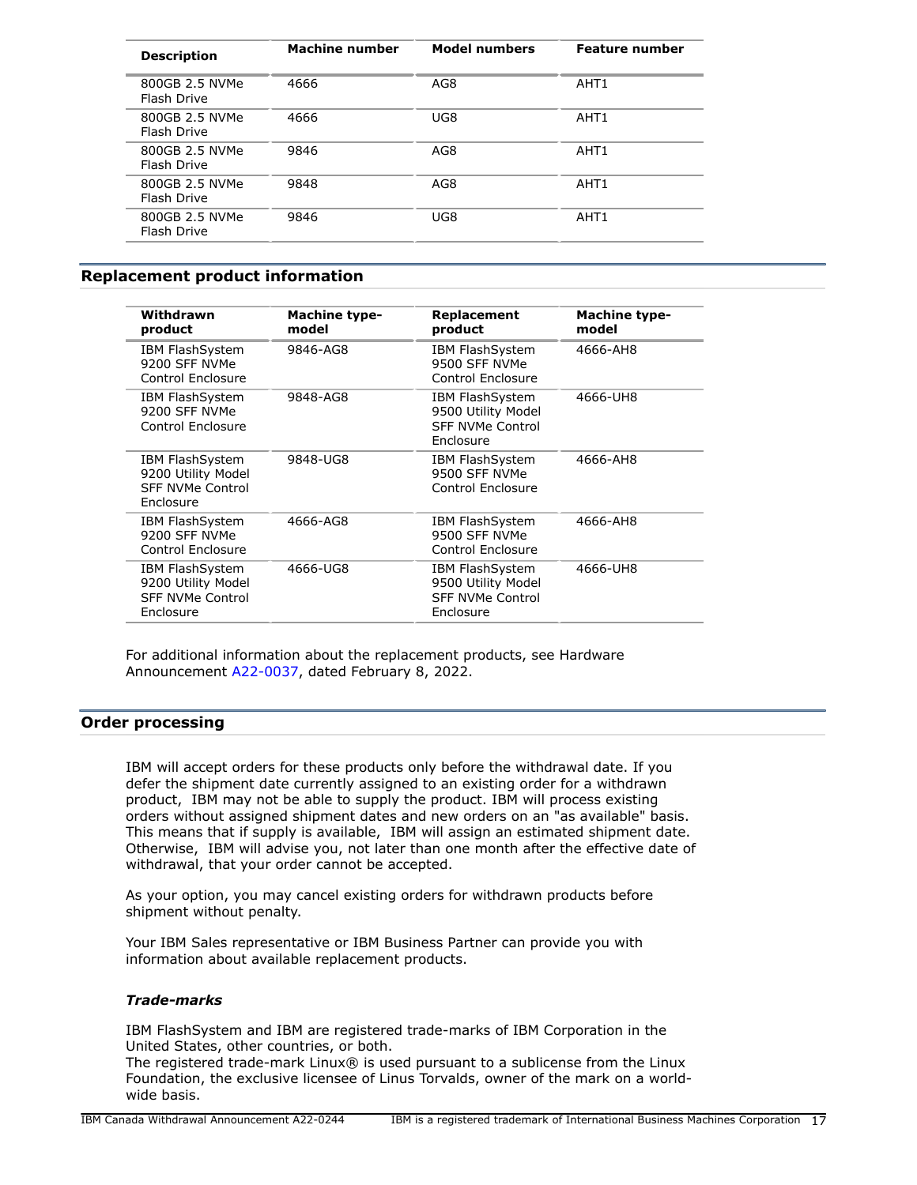| Description | Machine number | Model numbers | Feature number |
|---|---|---|---|
| 800GB 2.5 NVMe Flash Drive | 4666 | AG8 | AHT1 |
| 800GB 2.5 NVMe Flash Drive | 4666 | UG8 | AHT1 |
| 800GB 2.5 NVMe Flash Drive | 9846 | AG8 | AHT1 |
| 800GB 2.5 NVMe Flash Drive | 9848 | AG8 | AHT1 |
| 800GB 2.5 NVMe Flash Drive | 9846 | UG8 | AHT1 |

## Replacement product information

| Withdrawn product | Machine type-model | Replacement product | Machine type-model |
|---|---|---|---|
| IBM FlashSystem 9200 SFF NVMe Control Enclosure | 9846-AG8 | IBM FlashSystem 9500 SFF NVMe Control Enclosure | 4666-AH8 |
| IBM FlashSystem 9200 SFF NVMe Control Enclosure | 9848-AG8 | IBM FlashSystem 9500 Utility Model SFF NVMe Control Enclosure | 4666-UH8 |
| IBM FlashSystem 9200 Utility Model SFF NVMe Control Enclosure | 9848-UG8 | IBM FlashSystem 9500 SFF NVMe Control Enclosure | 4666-AH8 |
| IBM FlashSystem 9200 SFF NVMe Control Enclosure | 4666-AG8 | IBM FlashSystem 9500 SFF NVMe Control Enclosure | 4666-AH8 |
| IBM FlashSystem 9200 Utility Model SFF NVMe Control Enclosure | 4666-UG8 | IBM FlashSystem 9500 Utility Model SFF NVMe Control Enclosure | 4666-UH8 |

For additional information about the replacement products, see Hardware Announcement A22-0037, dated February 8, 2022.

## Order processing

IBM will accept orders for these products only before the withdrawal date. If you defer the shipment date currently assigned to an existing order for a withdrawn product, IBM may not be able to supply the product. IBM will process existing orders without assigned shipment dates and new orders on an "as available" basis. This means that if supply is available, IBM will assign an estimated shipment date. Otherwise, IBM will advise you, not later than one month after the effective date of withdrawal, that your order cannot be accepted.

As your option, you may cancel existing orders for withdrawn products before shipment without penalty.

Your IBM Sales representative or IBM Business Partner can provide you with information about available replacement products.

### *Trade-marks*

IBM FlashSystem and IBM are registered trade-marks of IBM Corporation in the United States, other countries, or both.
The registered trade-mark Linux® is used pursuant to a sublicense from the Linux Foundation, the exclusive licensee of Linus Torvalds, owner of the mark on a world-wide basis.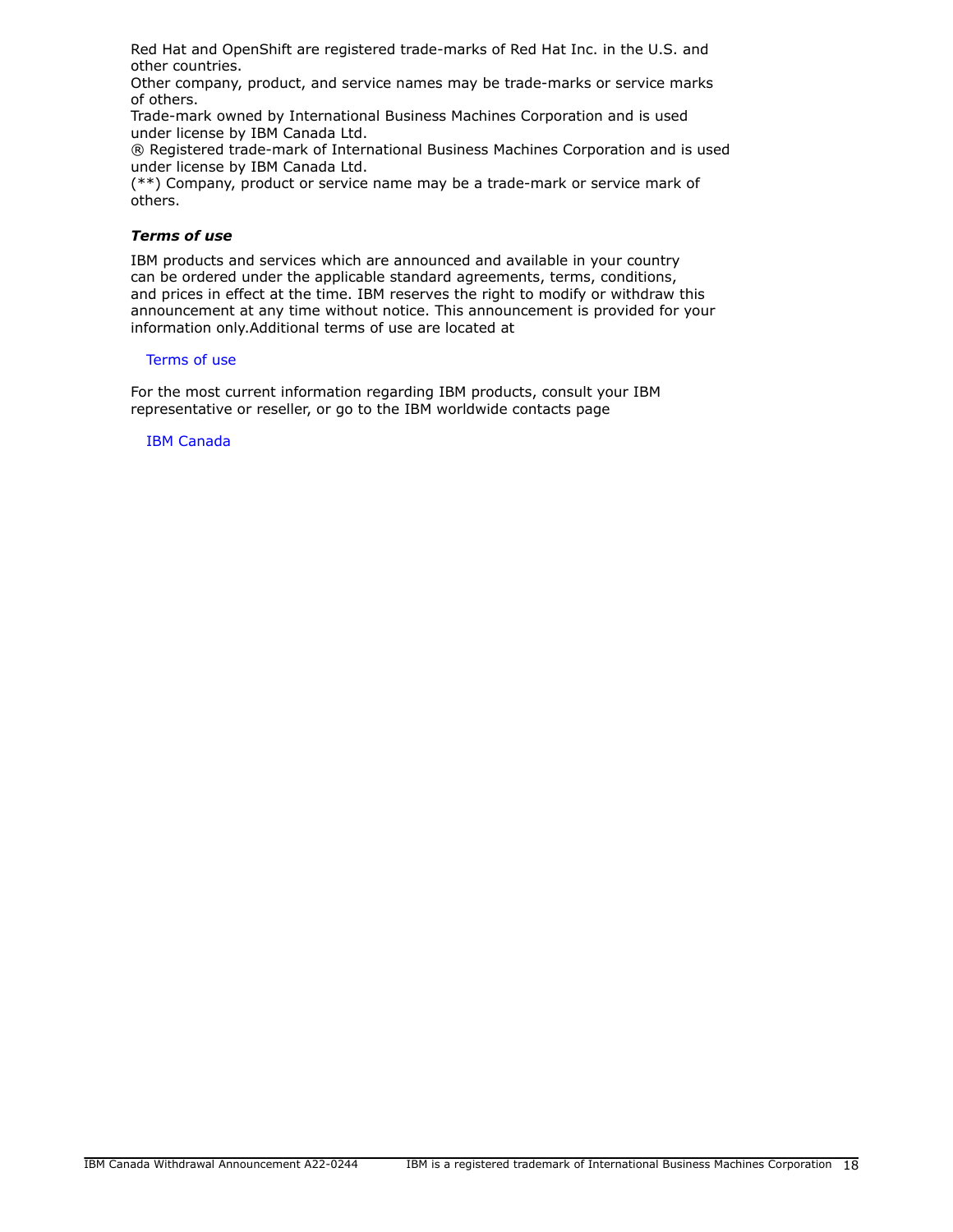Red Hat and OpenShift are registered trade-marks of Red Hat Inc. in the U.S. and other countries.
Other company, product, and service names may be trade-marks or service marks of others.
Trade-mark owned by International Business Machines Corporation and is used under license by IBM Canada Ltd.
® Registered trade-mark of International Business Machines Corporation and is used under license by IBM Canada Ltd.
(**) Company, product or service name may be a trade-mark or service mark of others.

***Terms of use***

IBM products and services which are announced and available in your country can be ordered under the applicable standard agreements, terms, conditions, and prices in effect at the time. IBM reserves the right to modify or withdraw this announcement at any time without notice. This announcement is provided for your information only.Additional terms of use are located at

Terms of use

For the most current information regarding IBM products, consult your IBM representative or reseller, or go to the IBM worldwide contacts page

IBM Canada